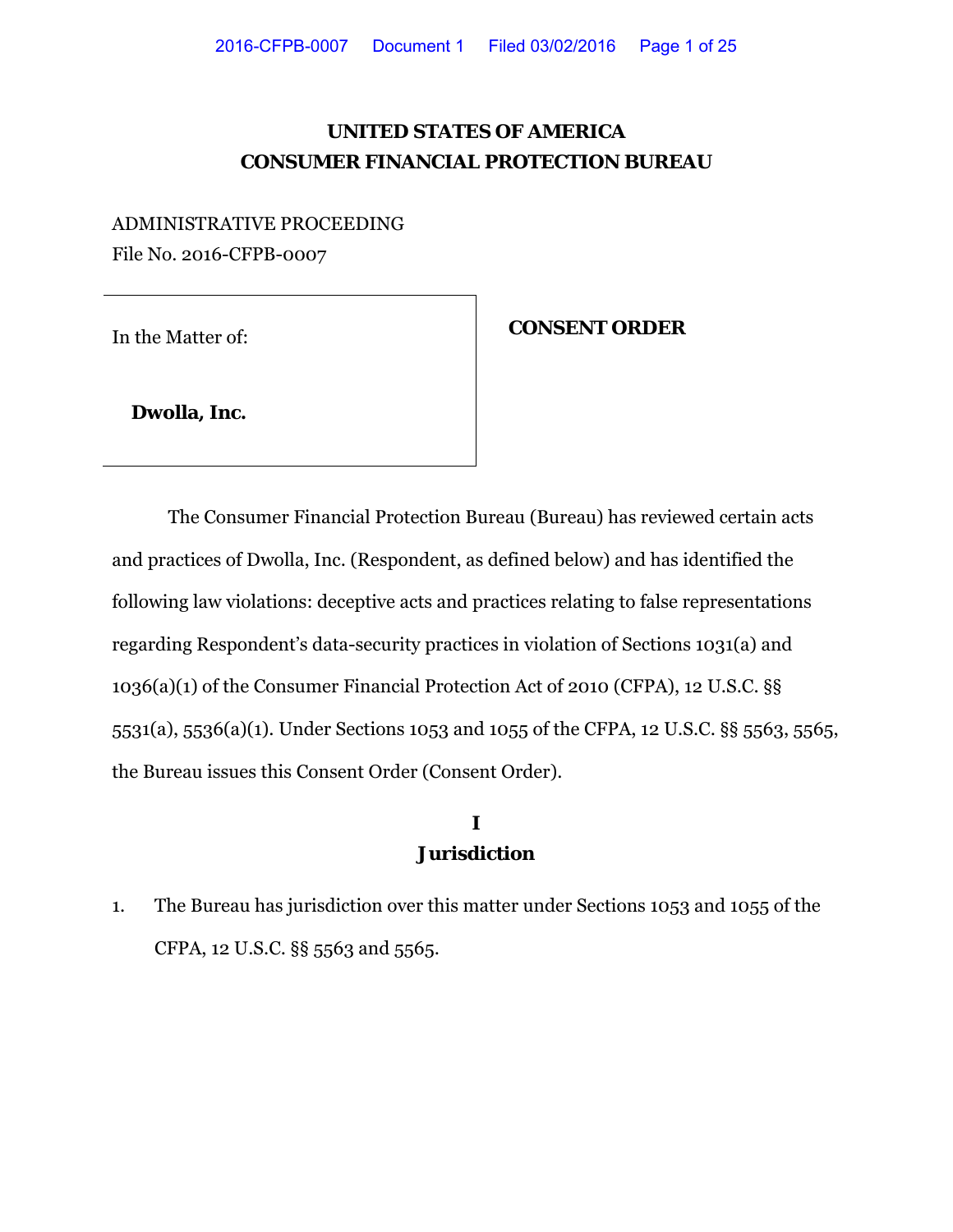# UNITED STATES OF AMERICA
# CONSUMER FINANCIAL PROTECTION BUREAU

ADMINISTRATIVE PROCEEDING
File No. 2016-CFPB-0007

| In the Matter of: | **CONSENT ORDER** |
|---|---|
| **Dwolla, Inc.** | |

The Consumer Financial Protection Bureau (Bureau) has reviewed certain acts and practices of Dwolla, Inc. (Respondent, as defined below) and has identified the following law violations: deceptive acts and practices relating to false representations regarding Respondent's data-security practices in violation of Sections 1031(a) and 1036(a)(1) of the Consumer Financial Protection Act of 2010 (CFPA), 12 U.S.C. §§ 5531(a), 5536(a)(1). Under Sections 1053 and 1055 of the CFPA, 12 U.S.C. §§ 5563, 5565, the Bureau issues this Consent Order (Consent Order).

## I
## Jurisdiction

1. The Bureau has jurisdiction over this matter under Sections 1053 and 1055 of the CFPA, 12 U.S.C. §§ 5563 and 5565.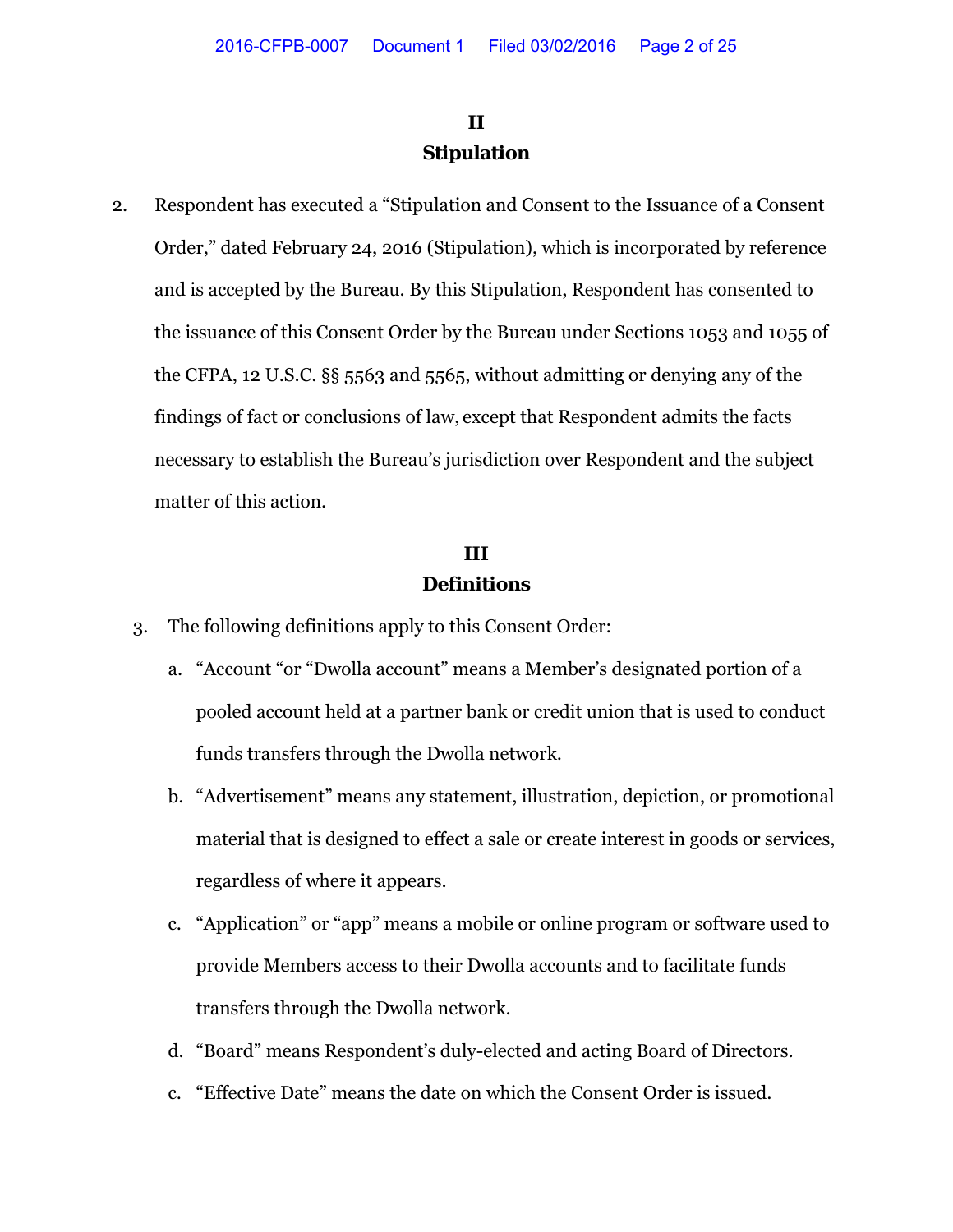## II
## Stipulation

2. Respondent has executed a "Stipulation and Consent to the Issuance of a Consent Order," dated February 24, 2016 (Stipulation), which is incorporated by reference and is accepted by the Bureau. By this Stipulation, Respondent has consented to the issuance of this Consent Order by the Bureau under Sections 1053 and 1055 of the CFPA, 12 U.S.C. §§ 5563 and 5565, without admitting or denying any of the findings of fact or conclusions of law, except that Respondent admits the facts necessary to establish the Bureau's jurisdiction over Respondent and the subject matter of this action.

## III
## Definitions

3. The following definitions apply to this Consent Order:

   a. "Account "or "Dwolla account" means a Member's designated portion of a pooled account held at a partner bank or credit union that is used to conduct funds transfers through the Dwolla network.

   b. "Advertisement" means any statement, illustration, depiction, or promotional material that is designed to effect a sale or create interest in goods or services, regardless of where it appears.

   c. "Application" or "app" means a mobile or online program or software used to provide Members access to their Dwolla accounts and to facilitate funds transfers through the Dwolla network.

   d. "Board" means Respondent's duly-elected and acting Board of Directors.

   c. "Effective Date" means the date on which the Consent Order is issued.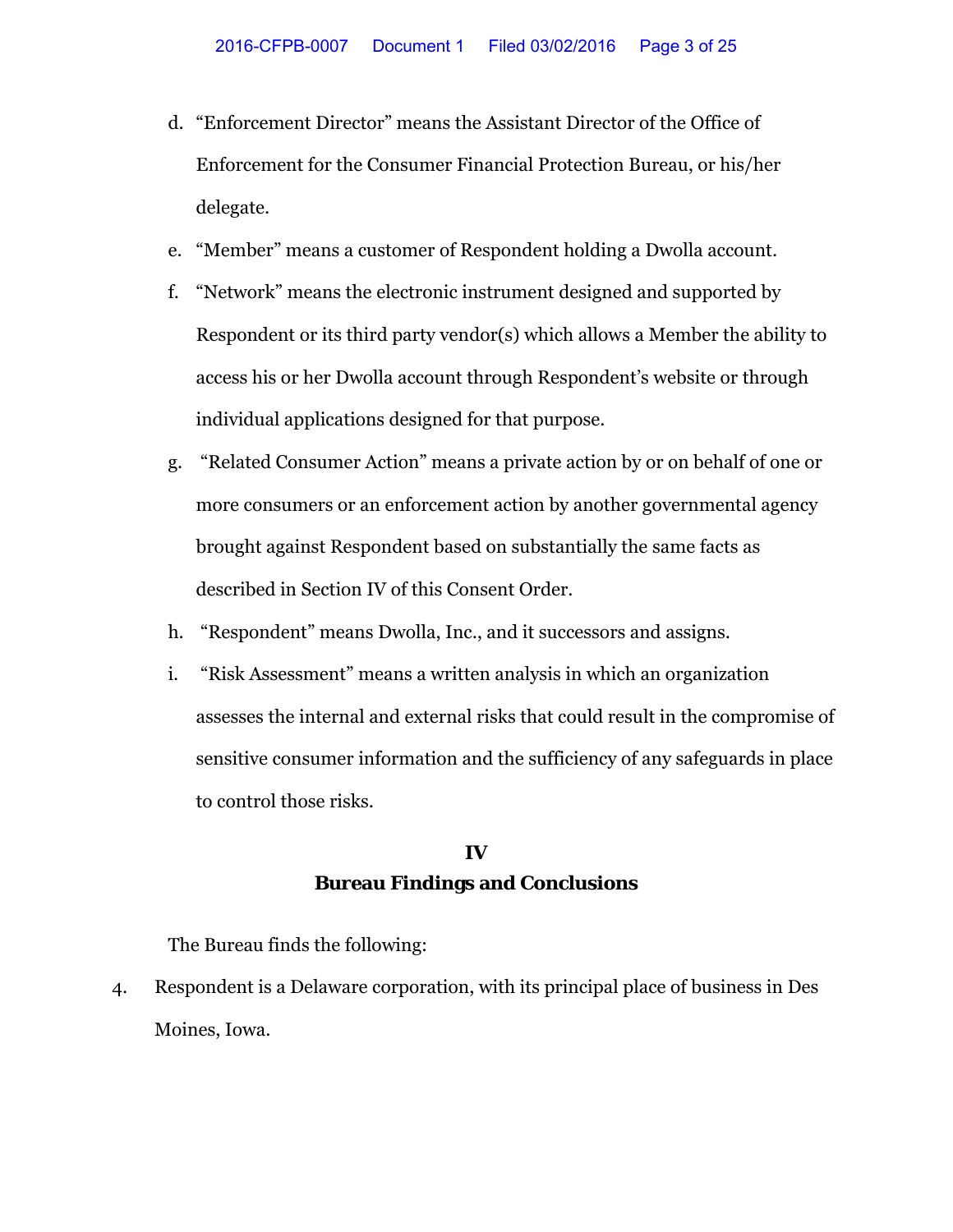d. “Enforcement Director” means the Assistant Director of the Office of Enforcement for the Consumer Financial Protection Bureau, or his/her delegate.

e. “Member” means a customer of Respondent holding a Dwolla account.

f. “Network” means the electronic instrument designed and supported by Respondent or its third party vendor(s) which allows a Member the ability to access his or her Dwolla account through Respondent’s website or through individual applications designed for that purpose.

g. “Related Consumer Action” means a private action by or on behalf of one or more consumers or an enforcement action by another governmental agency brought against Respondent based on substantially the same facts as described in Section IV of this Consent Order.

h. “Respondent” means Dwolla, Inc., and it successors and assigns.

i. “Risk Assessment” means a written analysis in which an organization assesses the internal and external risks that could result in the compromise of sensitive consumer information and the sufficiency of any safeguards in place to control those risks.

## IV
## Bureau Findings and Conclusions

The Bureau finds the following:

4. Respondent is a Delaware corporation, with its principal place of business in Des Moines, Iowa.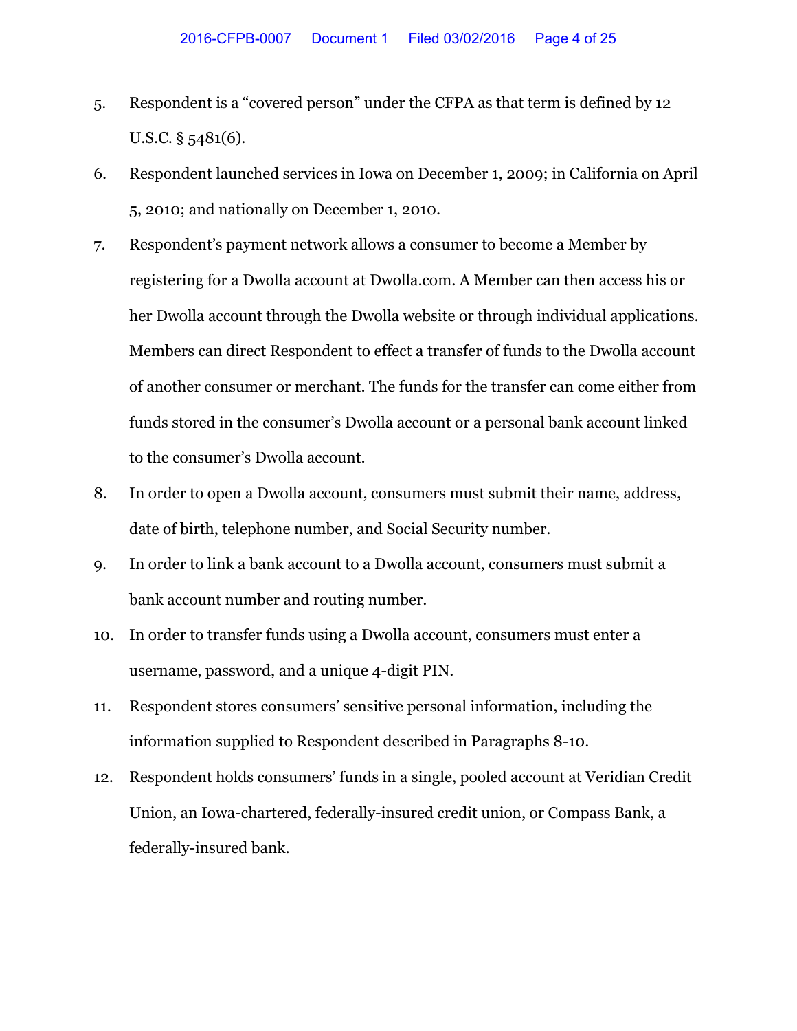5. Respondent is a "covered person" under the CFPA as that term is defined by 12 U.S.C. § 5481(6).

6. Respondent launched services in Iowa on December 1, 2009; in California on April 5, 2010; and nationally on December 1, 2010.

7. Respondent's payment network allows a consumer to become a Member by registering for a Dwolla account at Dwolla.com. A Member can then access his or her Dwolla account through the Dwolla website or through individual applications. Members can direct Respondent to effect a transfer of funds to the Dwolla account of another consumer or merchant. The funds for the transfer can come either from funds stored in the consumer's Dwolla account or a personal bank account linked to the consumer's Dwolla account.

8. In order to open a Dwolla account, consumers must submit their name, address, date of birth, telephone number, and Social Security number.

9. In order to link a bank account to a Dwolla account, consumers must submit a bank account number and routing number.

10. In order to transfer funds using a Dwolla account, consumers must enter a username, password, and a unique 4-digit PIN.

11. Respondent stores consumers' sensitive personal information, including the information supplied to Respondent described in Paragraphs 8-10.

12. Respondent holds consumers' funds in a single, pooled account at Veridian Credit Union, an Iowa-chartered, federally-insured credit union, or Compass Bank, a federally-insured bank.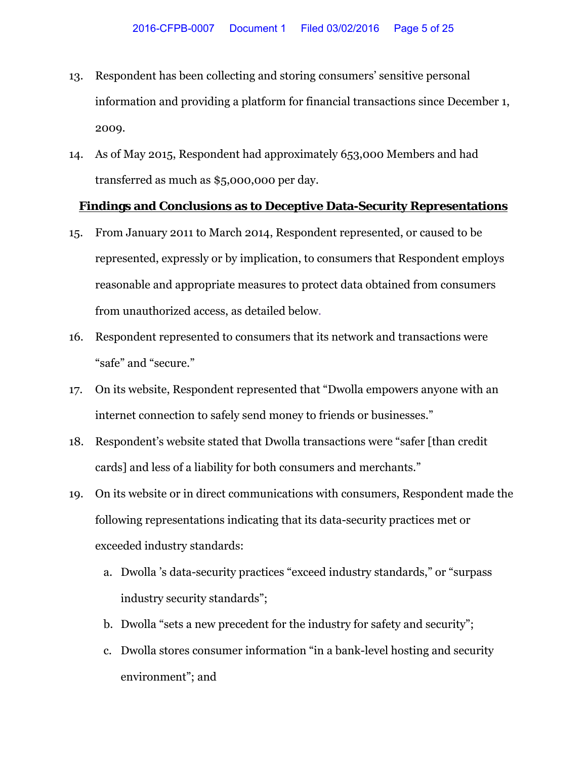13. Respondent has been collecting and storing consumers' sensitive personal information and providing a platform for financial transactions since December 1, 2009.

14. As of May 2015, Respondent had approximately 653,000 Members and had transferred as much as $5,000,000 per day.

**<u>Findings and Conclusions as to Deceptive Data-Security Representations</u>**

15. From January 2011 to March 2014, Respondent represented, or caused to be represented, expressly or by implication, to consumers that Respondent employs reasonable and appropriate measures to protect data obtained from consumers from unauthorized access, as detailed below.

16. Respondent represented to consumers that its network and transactions were "safe" and "secure."

17. On its website, Respondent represented that "Dwolla empowers anyone with an internet connection to safely send money to friends or businesses."

18. Respondent's website stated that Dwolla transactions were "safer [than credit cards] and less of a liability for both consumers and merchants."

19. On its website or in direct communications with consumers, Respondent made the following representations indicating that its data-security practices met or exceeded industry standards:

    a. Dwolla 's data-security practices "exceed industry standards," or "surpass industry security standards";

    b. Dwolla "sets a new precedent for the industry for safety and security";

    c. Dwolla stores consumer information "in a bank-level hosting and security environment"; and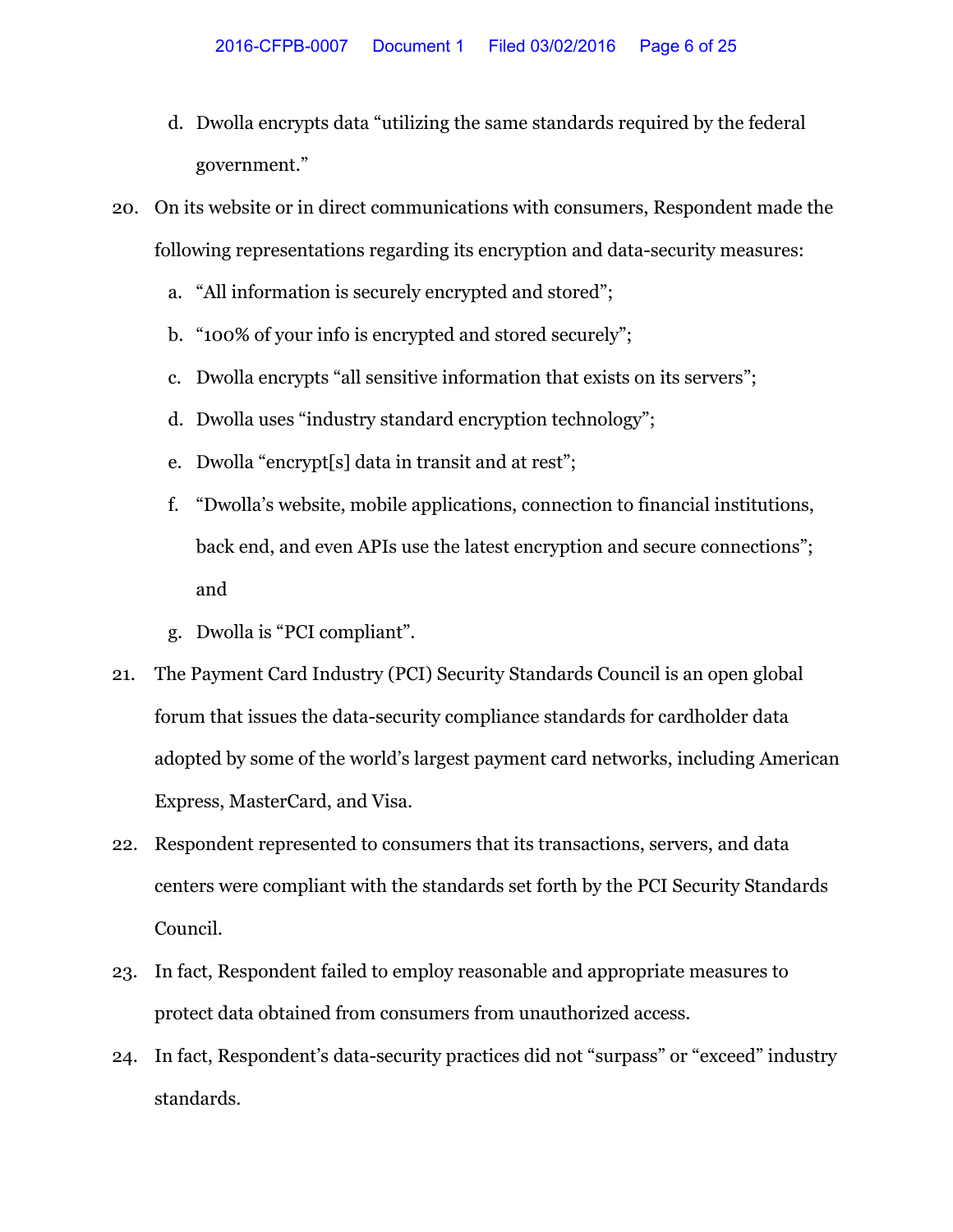d. Dwolla encrypts data "utilizing the same standards required by the federal government."

20. On its website or in direct communications with consumers, Respondent made the following representations regarding its encryption and data-security measures:

    a. "All information is securely encrypted and stored";

    b. "100% of your info is encrypted and stored securely";

    c. Dwolla encrypts "all sensitive information that exists on its servers";

    d. Dwolla uses "industry standard encryption technology";

    e. Dwolla "encrypt[s] data in transit and at rest";

    f. "Dwolla's website, mobile applications, connection to financial institutions, back end, and even APIs use the latest encryption and secure connections"; and

    g. Dwolla is "PCI compliant".

21. The Payment Card Industry (PCI) Security Standards Council is an open global forum that issues the data-security compliance standards for cardholder data adopted by some of the world's largest payment card networks, including American Express, MasterCard, and Visa.

22. Respondent represented to consumers that its transactions, servers, and data centers were compliant with the standards set forth by the PCI Security Standards Council.

23. In fact, Respondent failed to employ reasonable and appropriate measures to protect data obtained from consumers from unauthorized access.

24. In fact, Respondent's data-security practices did not "surpass" or "exceed" industry standards.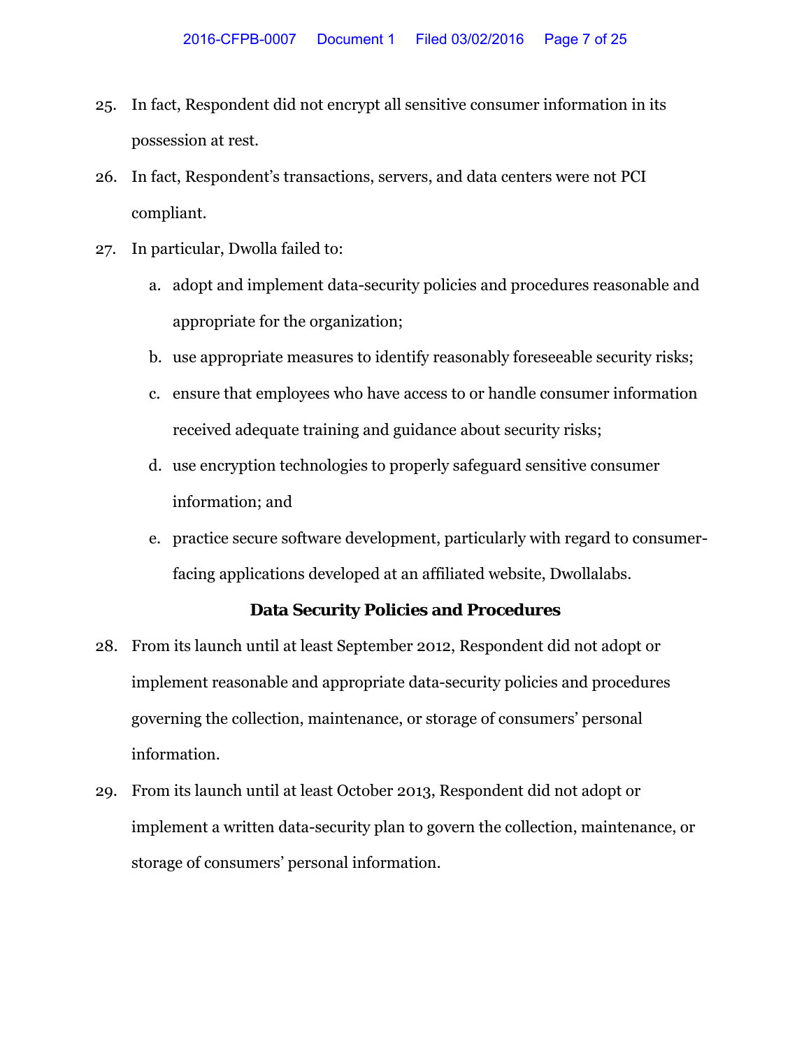25. In fact, Respondent did not encrypt all sensitive consumer information in its possession at rest.

26. In fact, Respondent's transactions, servers, and data centers were not PCI compliant.

27. In particular, Dwolla failed to:

    a. adopt and implement data-security policies and procedures reasonable and appropriate for the organization;

    b. use appropriate measures to identify reasonably foreseeable security risks;

    c. ensure that employees who have access to or handle consumer information received adequate training and guidance about security risks;

    d. use encryption technologies to properly safeguard sensitive consumer information; and

    e. practice secure software development, particularly with regard to consumer-facing applications developed at an affiliated website, Dwollalabs.

### Data Security Policies and Procedures

28. From its launch until at least September 2012, Respondent did not adopt or implement reasonable and appropriate data-security policies and procedures governing the collection, maintenance, or storage of consumers' personal information.

29. From its launch until at least October 2013, Respondent did not adopt or implement a written data-security plan to govern the collection, maintenance, or storage of consumers' personal information.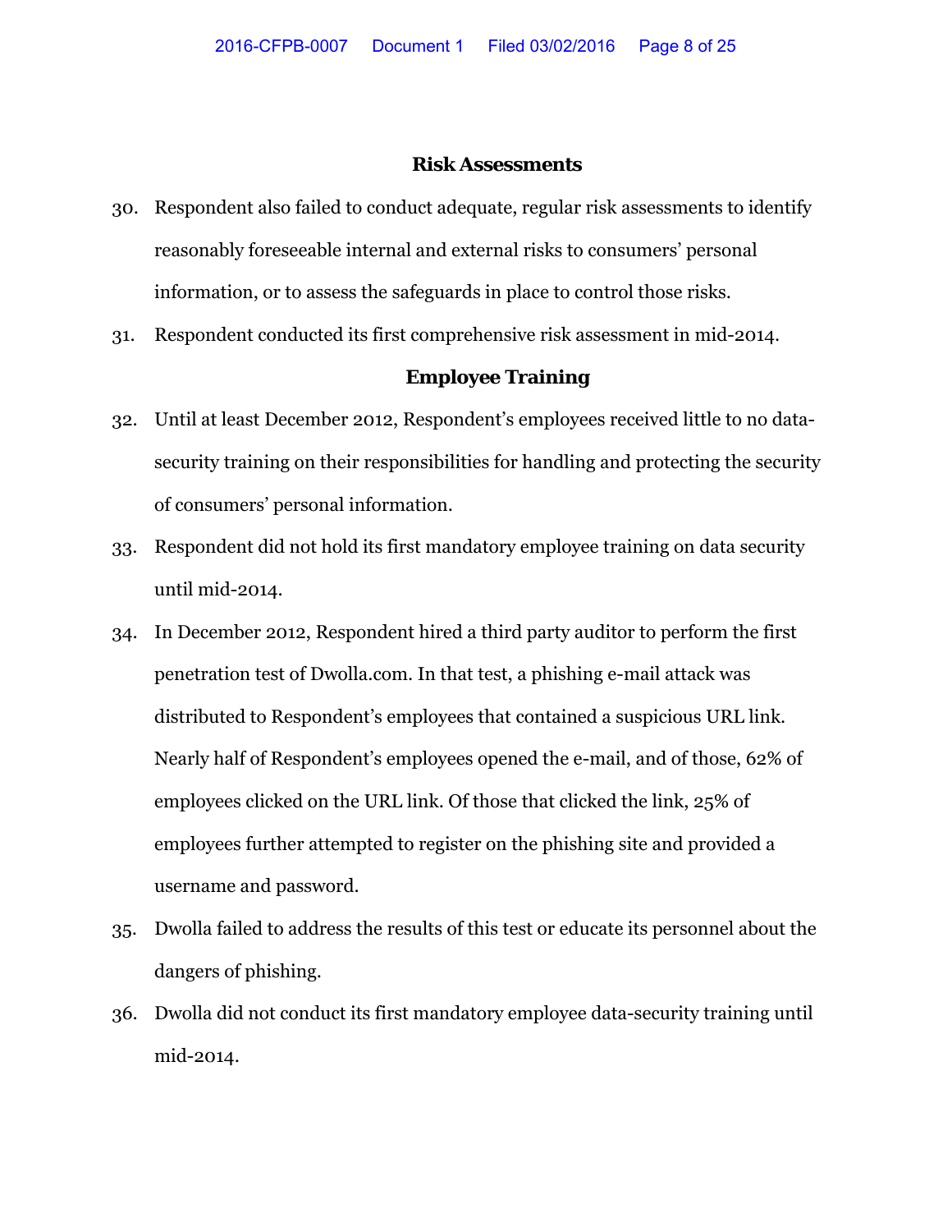## Risk Assessments

30. Respondent also failed to conduct adequate, regular risk assessments to identify reasonably foreseeable internal and external risks to consumers' personal information, or to assess the safeguards in place to control those risks.

31. Respondent conducted its first comprehensive risk assessment in mid-2014.

## Employee Training

32. Until at least December 2012, Respondent's employees received little to no data-security training on their responsibilities for handling and protecting the security of consumers' personal information.

33. Respondent did not hold its first mandatory employee training on data security until mid-2014.

34. In December 2012, Respondent hired a third party auditor to perform the first penetration test of Dwolla.com. In that test, a phishing e-mail attack was distributed to Respondent's employees that contained a suspicious URL link. Nearly half of Respondent's employees opened the e-mail, and of those, 62% of employees clicked on the URL link. Of those that clicked the link, 25% of employees further attempted to register on the phishing site and provided a username and password.

35. Dwolla failed to address the results of this test or educate its personnel about the dangers of phishing.

36. Dwolla did not conduct its first mandatory employee data-security training until mid-2014.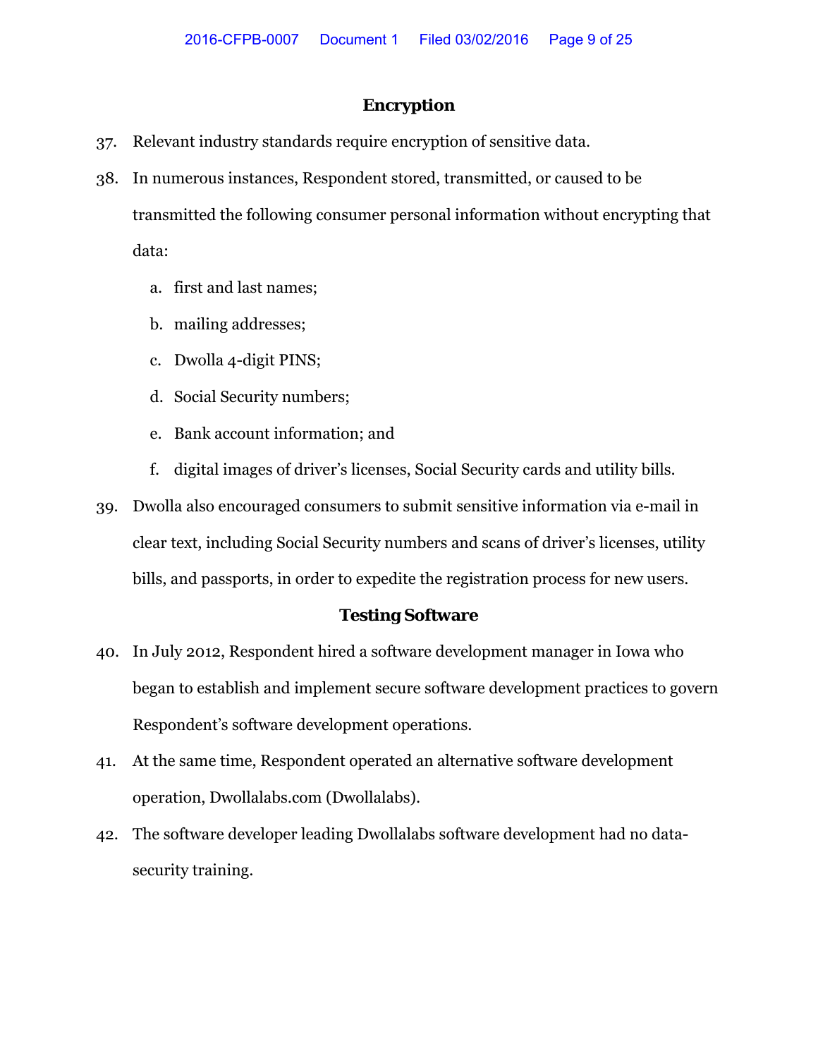## Encryption

37. Relevant industry standards require encryption of sensitive data.

38. In numerous instances, Respondent stored, transmitted, or caused to be transmitted the following consumer personal information without encrypting that data:

    a. first and last names;

    b. mailing addresses;

    c. Dwolla 4-digit PINS;

    d. Social Security numbers;

    e. Bank account information; and

    f. digital images of driver's licenses, Social Security cards and utility bills.

39. Dwolla also encouraged consumers to submit sensitive information via e-mail in clear text, including Social Security numbers and scans of driver's licenses, utility bills, and passports, in order to expedite the registration process for new users.

## Testing Software

40. In July 2012, Respondent hired a software development manager in Iowa who began to establish and implement secure software development practices to govern Respondent's software development operations.

41. At the same time, Respondent operated an alternative software development operation, Dwollalabs.com (Dwollalabs).

42. The software developer leading Dwollalabs software development had no data-security training.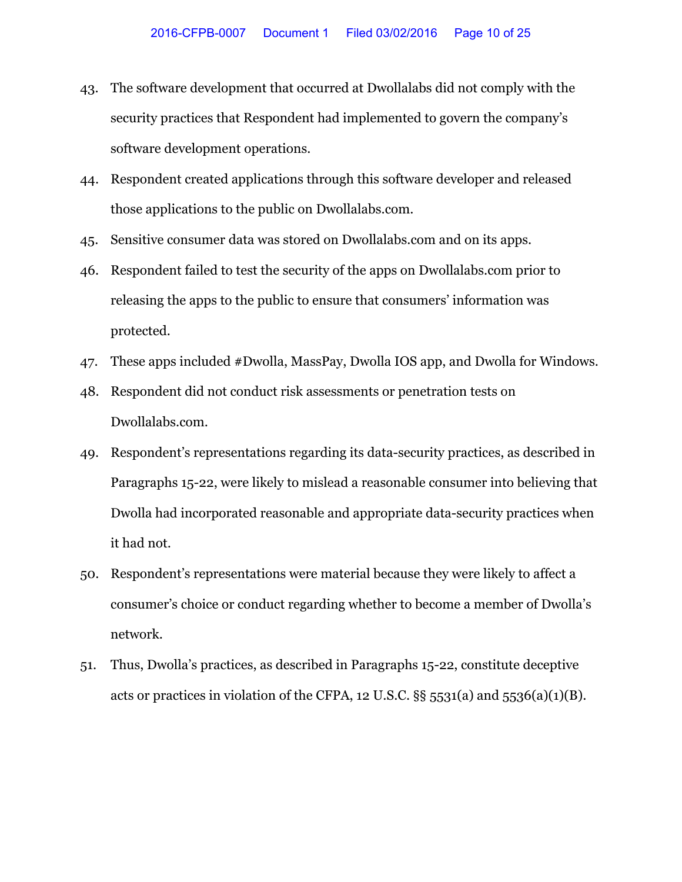43. The software development that occurred at Dwollalabs did not comply with the security practices that Respondent had implemented to govern the company's software development operations.
44. Respondent created applications through this software developer and released those applications to the public on Dwollalabs.com.
45. Sensitive consumer data was stored on Dwollalabs.com and on its apps.
46. Respondent failed to test the security of the apps on Dwollalabs.com prior to releasing the apps to the public to ensure that consumers' information was protected.
47. These apps included #Dwolla, MassPay, Dwolla IOS app, and Dwolla for Windows.
48. Respondent did not conduct risk assessments or penetration tests on Dwollalabs.com.
49. Respondent's representations regarding its data-security practices, as described in Paragraphs 15-22, were likely to mislead a reasonable consumer into believing that Dwolla had incorporated reasonable and appropriate data-security practices when it had not.
50. Respondent's representations were material because they were likely to affect a consumer's choice or conduct regarding whether to become a member of Dwolla's network.
51. Thus, Dwolla's practices, as described in Paragraphs 15-22, constitute deceptive acts or practices in violation of the CFPA, 12 U.S.C. §§ 5531(a) and 5536(a)(1)(B).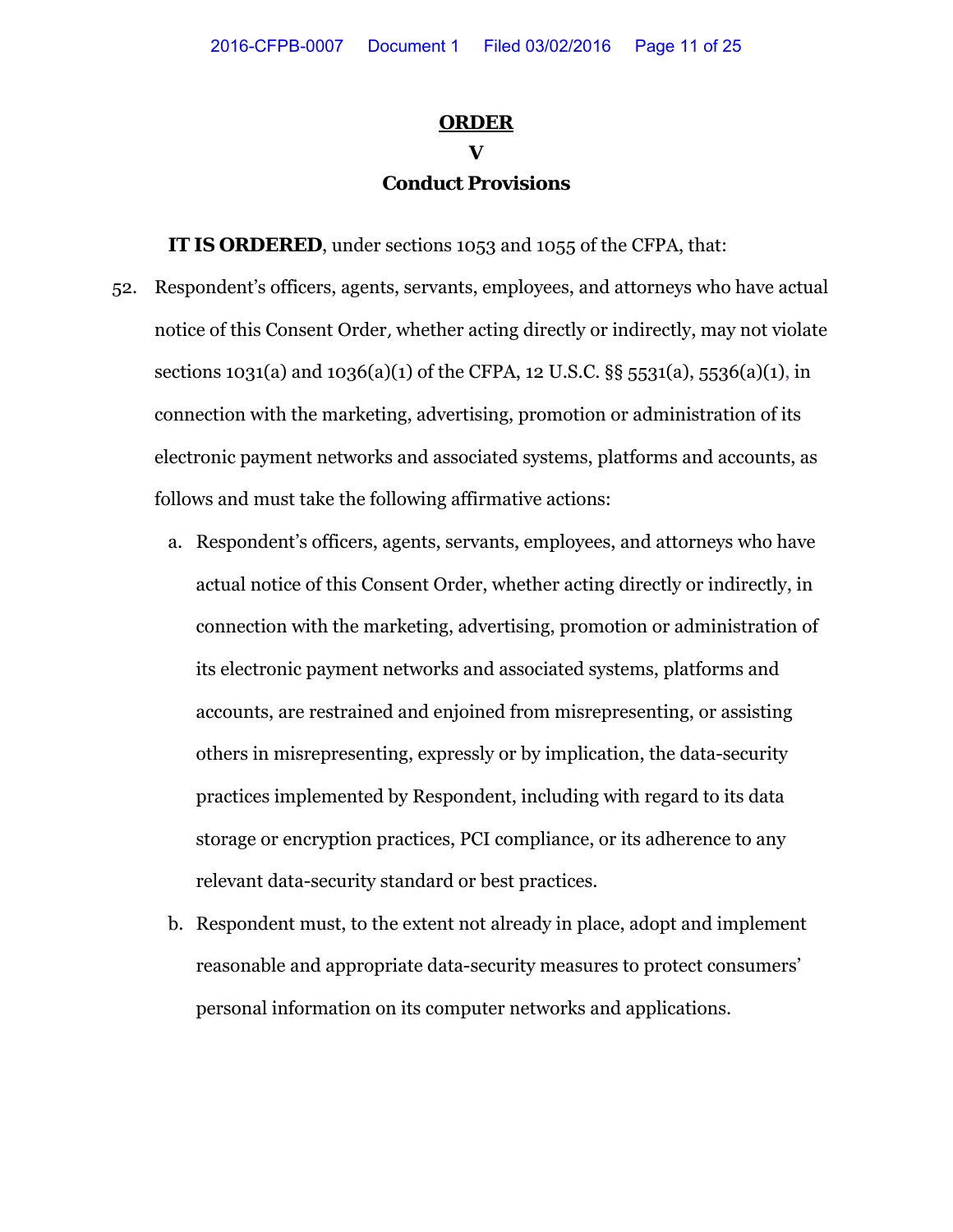# ORDER

## V

## Conduct Provisions

**IT IS ORDERED**, under sections 1053 and 1055 of the CFPA, that:

52. Respondent's officers, agents, servants, employees, and attorneys who have actual notice of this Consent Order, whether acting directly or indirectly, may not violate sections 1031(a) and 1036(a)(1) of the CFPA, 12 U.S.C. §§ 5531(a), 5536(a)(1), in connection with the marketing, advertising, promotion or administration of its electronic payment networks and associated systems, platforms and accounts, as follows and must take the following affirmative actions:

    a. Respondent's officers, agents, servants, employees, and attorneys who have actual notice of this Consent Order, whether acting directly or indirectly, in connection with the marketing, advertising, promotion or administration of its electronic payment networks and associated systems, platforms and accounts, are restrained and enjoined from misrepresenting, or assisting others in misrepresenting, expressly or by implication, the data-security practices implemented by Respondent, including with regard to its data storage or encryption practices, PCI compliance, or its adherence to any relevant data-security standard or best practices.

    b. Respondent must, to the extent not already in place, adopt and implement reasonable and appropriate data-security measures to protect consumers' personal information on its computer networks and applications.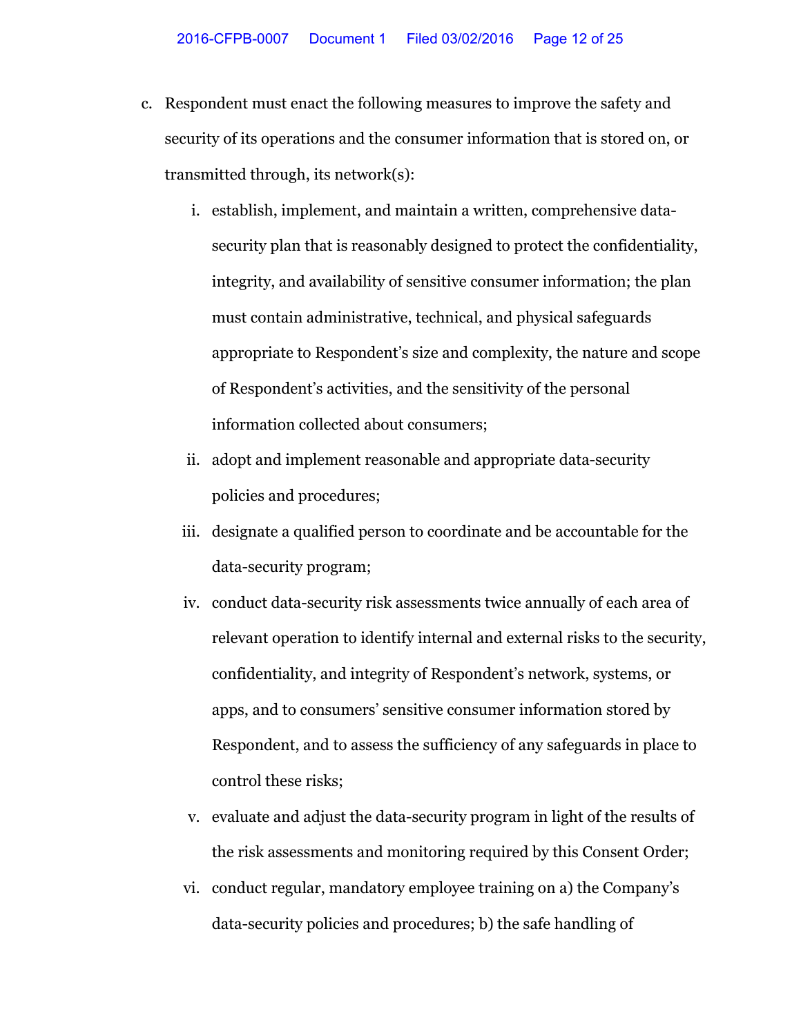c. Respondent must enact the following measures to improve the safety and security of its operations and the consumer information that is stored on, or transmitted through, its network(s):

    i. establish, implement, and maintain a written, comprehensive data-security plan that is reasonably designed to protect the confidentiality, integrity, and availability of sensitive consumer information; the plan must contain administrative, technical, and physical safeguards appropriate to Respondent's size and complexity, the nature and scope of Respondent's activities, and the sensitivity of the personal information collected about consumers;

    ii. adopt and implement reasonable and appropriate data-security policies and procedures;

    iii. designate a qualified person to coordinate and be accountable for the data-security program;

    iv. conduct data-security risk assessments twice annually of each area of relevant operation to identify internal and external risks to the security, confidentiality, and integrity of Respondent's network, systems, or apps, and to consumers' sensitive consumer information stored by Respondent, and to assess the sufficiency of any safeguards in place to control these risks;

    v. evaluate and adjust the data-security program in light of the results of the risk assessments and monitoring required by this Consent Order;

    vi. conduct regular, mandatory employee training on a) the Company's data-security policies and procedures; b) the safe handling of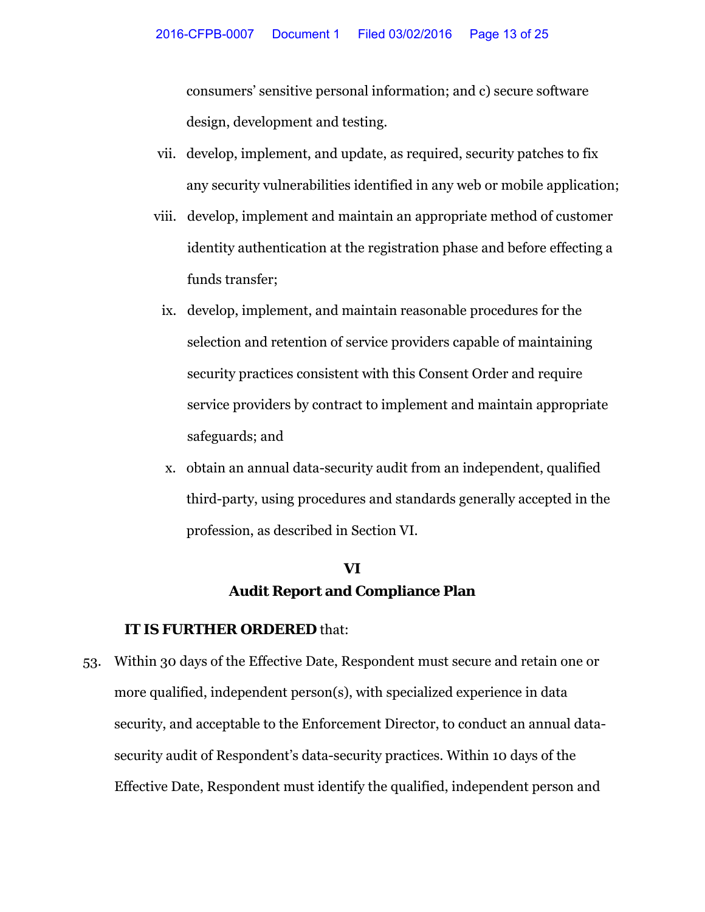consumers' sensitive personal information; and c) secure software design, development and testing.

vii. develop, implement, and update, as required, security patches to fix any security vulnerabilities identified in any web or mobile application;

viii. develop, implement and maintain an appropriate method of customer identity authentication at the registration phase and before effecting a funds transfer;

ix. develop, implement, and maintain reasonable procedures for the selection and retention of service providers capable of maintaining security practices consistent with this Consent Order and require service providers by contract to implement and maintain appropriate safeguards; and

x. obtain an annual data-security audit from an independent, qualified third-party, using procedures and standards generally accepted in the profession, as described in Section VI.

## VI
## Audit Report and Compliance Plan

**IT IS FURTHER ORDERED** that:

53. Within 30 days of the Effective Date, Respondent must secure and retain one or more qualified, independent person(s), with specialized experience in data security, and acceptable to the Enforcement Director, to conduct an annual data-security audit of Respondent's data-security practices. Within 10 days of the Effective Date, Respondent must identify the qualified, independent person and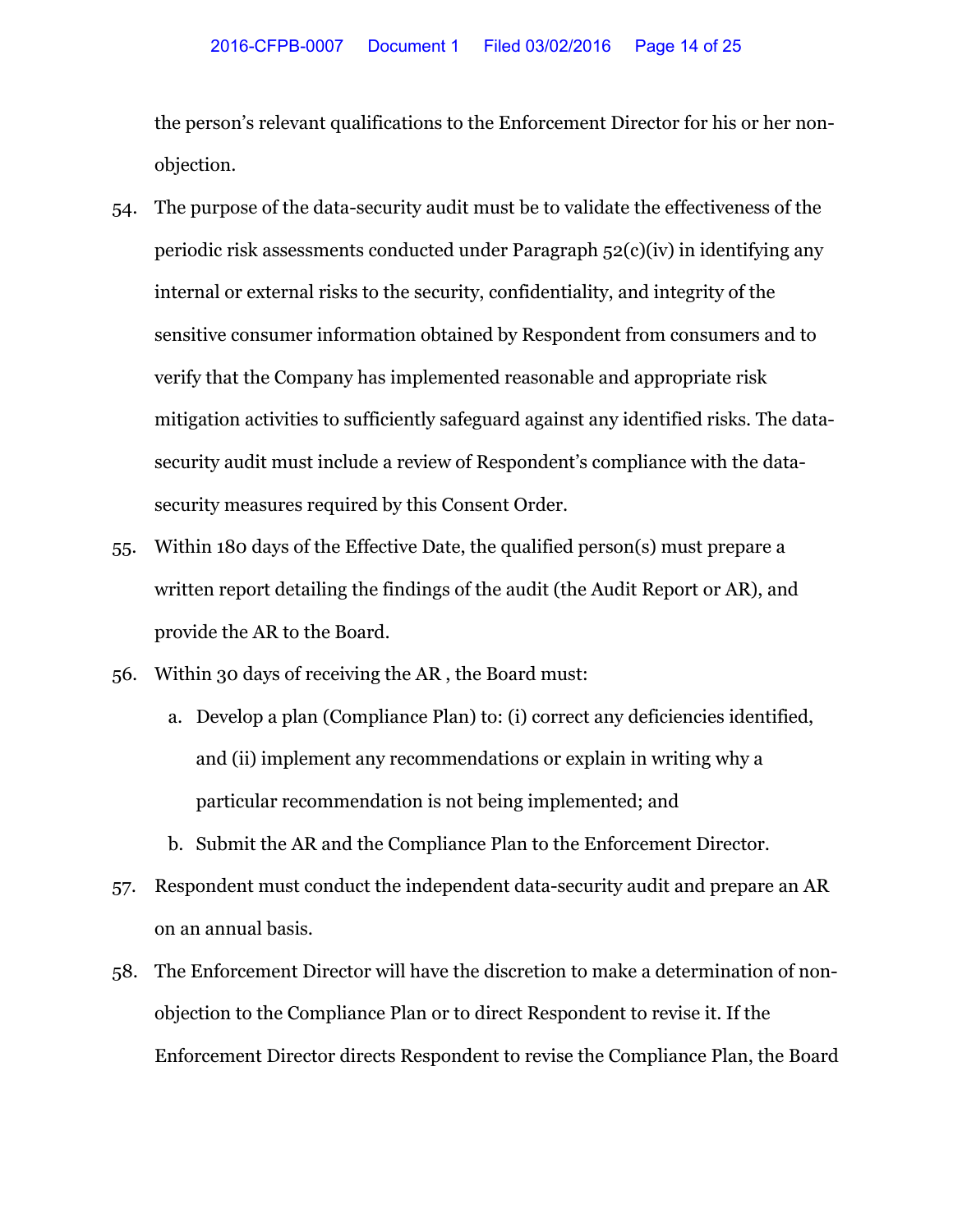the person's relevant qualifications to the Enforcement Director for his or her non-objection.

54. The purpose of the data-security audit must be to validate the effectiveness of the periodic risk assessments conducted under Paragraph 52(c)(iv) in identifying any internal or external risks to the security, confidentiality, and integrity of the sensitive consumer information obtained by Respondent from consumers and to verify that the Company has implemented reasonable and appropriate risk mitigation activities to sufficiently safeguard against any identified risks. The data-security audit must include a review of Respondent's compliance with the data-security measures required by this Consent Order.

55. Within 180 days of the Effective Date, the qualified person(s) must prepare a written report detailing the findings of the audit (the Audit Report or AR), and provide the AR to the Board.

56. Within 30 days of receiving the AR , the Board must:

    a. Develop a plan (Compliance Plan) to: (i) correct any deficiencies identified, and (ii) implement any recommendations or explain in writing why a particular recommendation is not being implemented; and

    b. Submit the AR and the Compliance Plan to the Enforcement Director.

57. Respondent must conduct the independent data-security audit and prepare an AR on an annual basis.

58. The Enforcement Director will have the discretion to make a determination of non-objection to the Compliance Plan or to direct Respondent to revise it. If the Enforcement Director directs Respondent to revise the Compliance Plan, the Board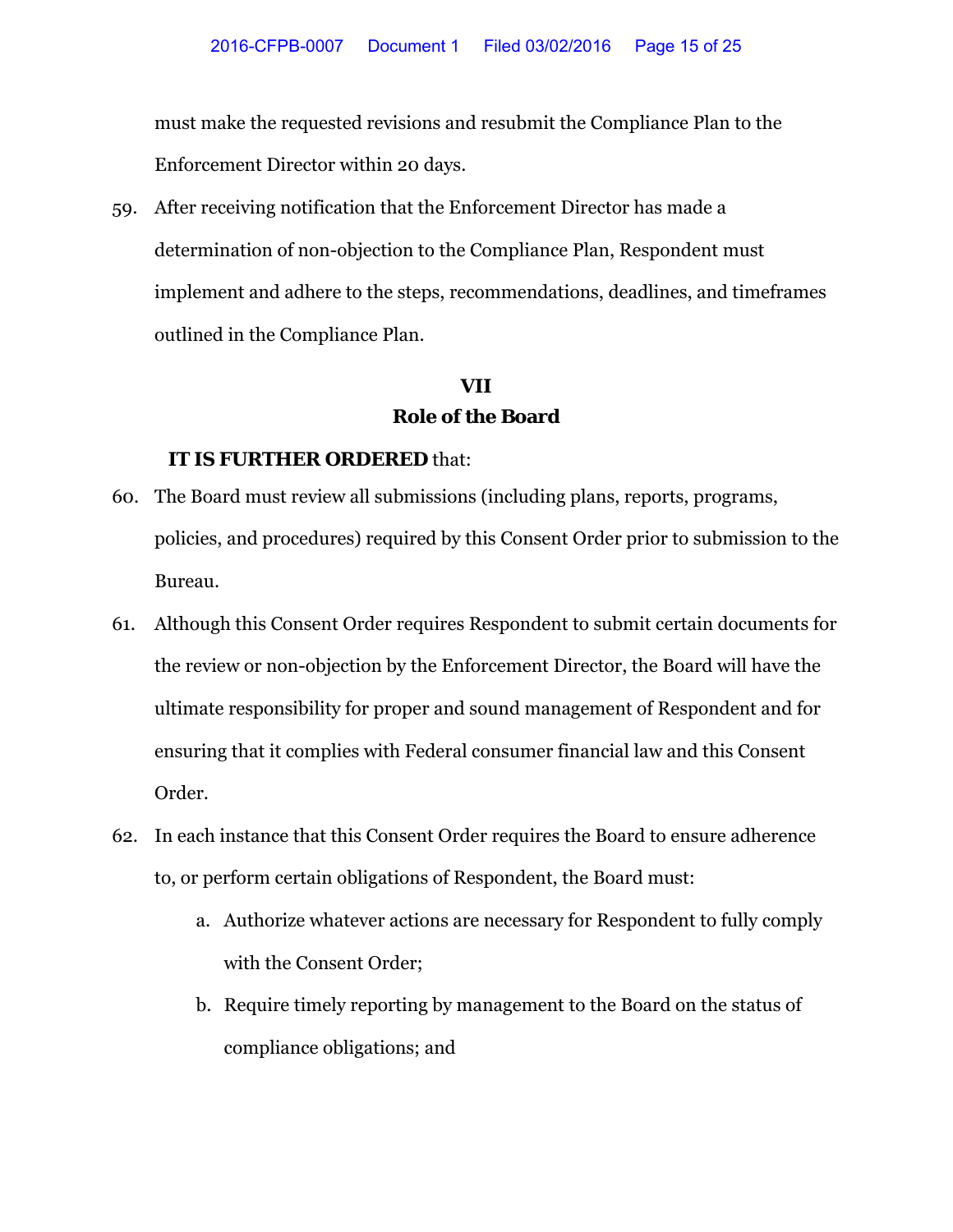must make the requested revisions and resubmit the Compliance Plan to the Enforcement Director within 20 days.

59. After receiving notification that the Enforcement Director has made a determination of non-objection to the Compliance Plan, Respondent must implement and adhere to the steps, recommendations, deadlines, and timeframes outlined in the Compliance Plan.

## VII
## Role of the Board

**IT IS FURTHER ORDERED** that:

60. The Board must review all submissions (including plans, reports, programs, policies, and procedures) required by this Consent Order prior to submission to the Bureau.

61. Although this Consent Order requires Respondent to submit certain documents for the review or non-objection by the Enforcement Director, the Board will have the ultimate responsibility for proper and sound management of Respondent and for ensuring that it complies with Federal consumer financial law and this Consent Order.

62. In each instance that this Consent Order requires the Board to ensure adherence to, or perform certain obligations of Respondent, the Board must:

    a. Authorize whatever actions are necessary for Respondent to fully comply with the Consent Order;

    b. Require timely reporting by management to the Board on the status of compliance obligations; and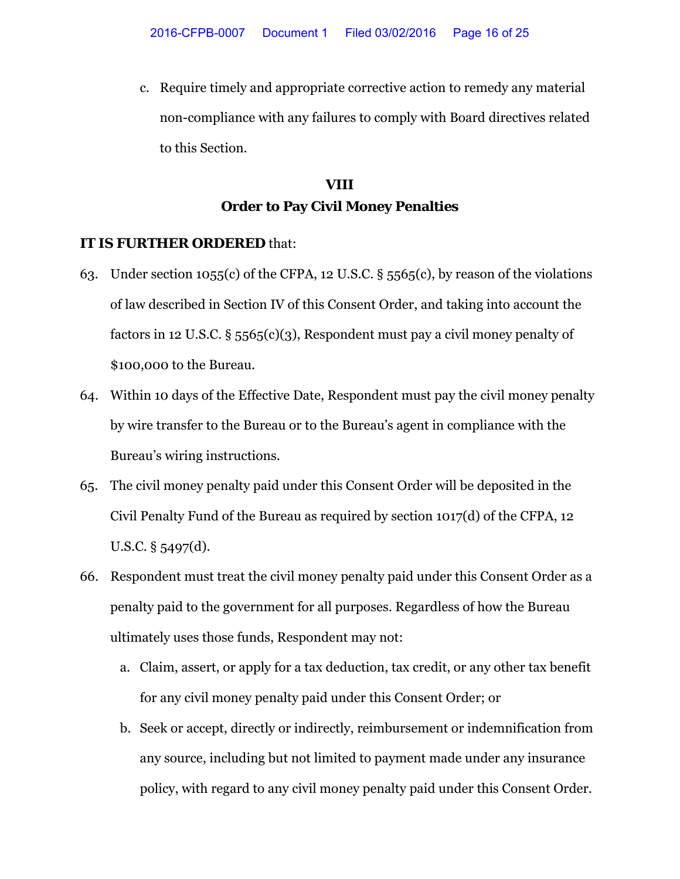c. Require timely and appropriate corrective action to remedy any material non-compliance with any failures to comply with Board directives related to this Section.

## VIII
## Order to Pay Civil Money Penalties

**IT IS FURTHER ORDERED** that:

63. Under section 1055(c) of the CFPA, 12 U.S.C. § 5565(c), by reason of the violations of law described in Section IV of this Consent Order, and taking into account the factors in 12 U.S.C. § 5565(c)(3), Respondent must pay a civil money penalty of $100,000 to the Bureau.

64. Within 10 days of the Effective Date, Respondent must pay the civil money penalty by wire transfer to the Bureau or to the Bureau's agent in compliance with the Bureau's wiring instructions.

65. The civil money penalty paid under this Consent Order will be deposited in the Civil Penalty Fund of the Bureau as required by section 1017(d) of the CFPA, 12 U.S.C. § 5497(d).

66. Respondent must treat the civil money penalty paid under this Consent Order as a penalty paid to the government for all purposes. Regardless of how the Bureau ultimately uses those funds, Respondent may not:

    a. Claim, assert, or apply for a tax deduction, tax credit, or any other tax benefit for any civil money penalty paid under this Consent Order; or

    b. Seek or accept, directly or indirectly, reimbursement or indemnification from any source, including but not limited to payment made under any insurance policy, with regard to any civil money penalty paid under this Consent Order.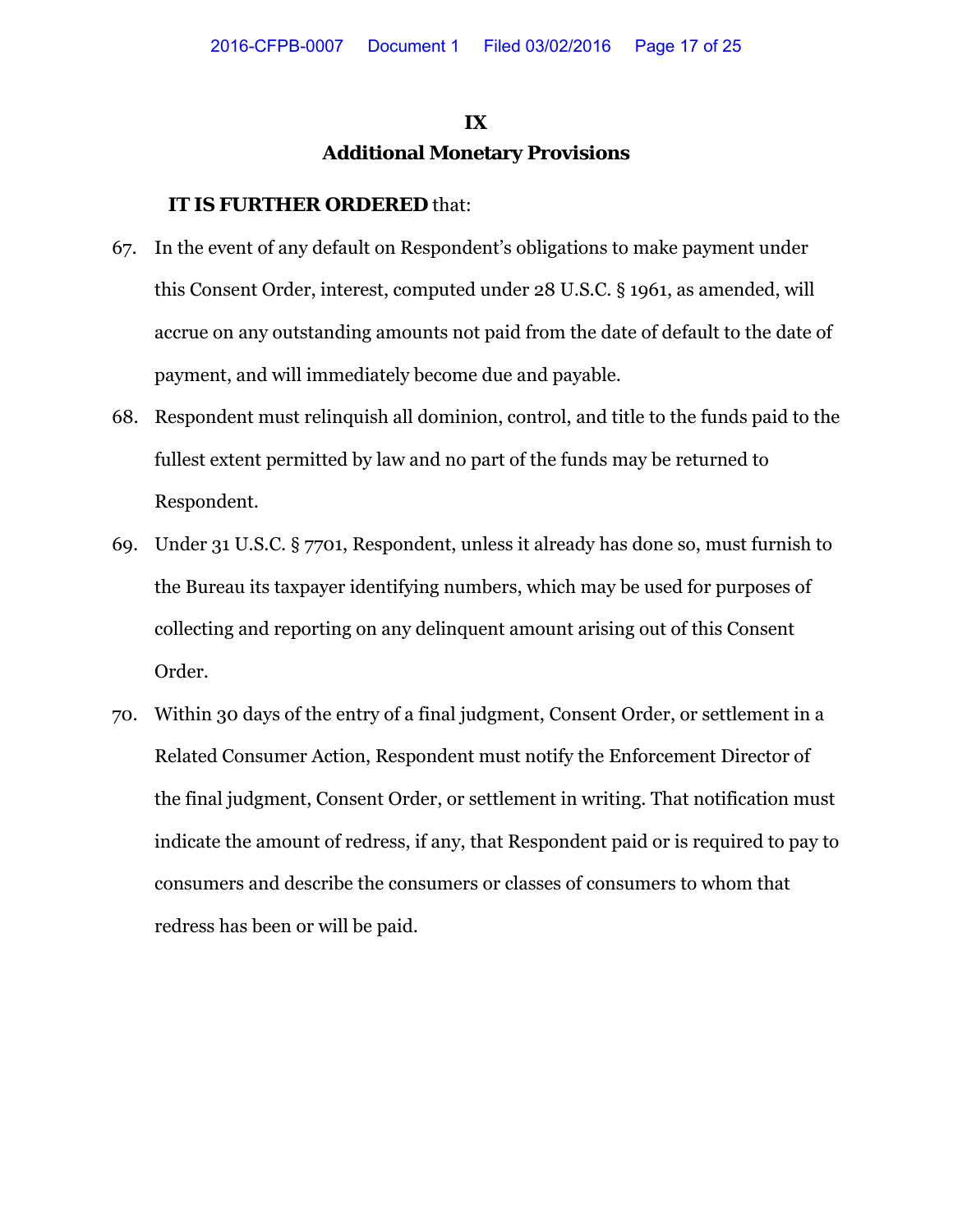## IX

## Additional Monetary Provisions

**IT IS FURTHER ORDERED** that:

67. In the event of any default on Respondent's obligations to make payment under this Consent Order, interest, computed under 28 U.S.C. § 1961, as amended, will accrue on any outstanding amounts not paid from the date of default to the date of payment, and will immediately become due and payable.

68. Respondent must relinquish all dominion, control, and title to the funds paid to the fullest extent permitted by law and no part of the funds may be returned to Respondent.

69. Under 31 U.S.C. § 7701, Respondent, unless it already has done so, must furnish to the Bureau its taxpayer identifying numbers, which may be used for purposes of collecting and reporting on any delinquent amount arising out of this Consent Order.

70. Within 30 days of the entry of a final judgment, Consent Order, or settlement in a Related Consumer Action, Respondent must notify the Enforcement Director of the final judgment, Consent Order, or settlement in writing. That notification must indicate the amount of redress, if any, that Respondent paid or is required to pay to consumers and describe the consumers or classes of consumers to whom that redress has been or will be paid.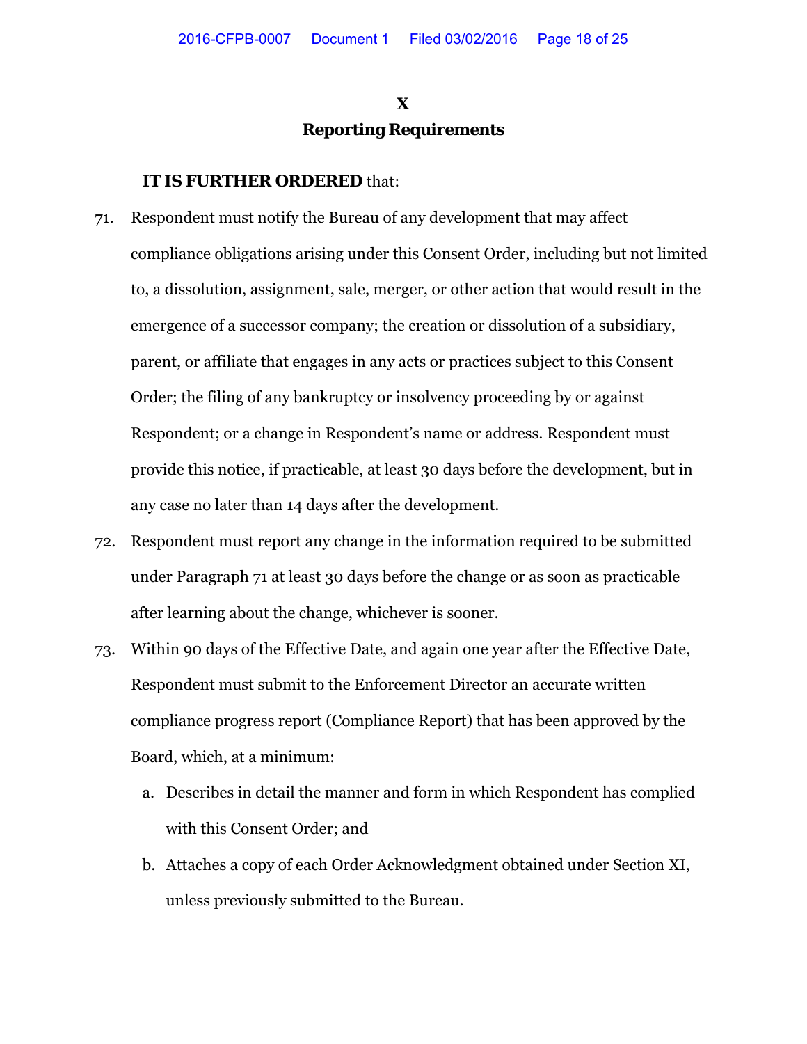## X

## Reporting Requirements

**IT IS FURTHER ORDERED** that:

71. Respondent must notify the Bureau of any development that may affect compliance obligations arising under this Consent Order, including but not limited to, a dissolution, assignment, sale, merger, or other action that would result in the emergence of a successor company; the creation or dissolution of a subsidiary, parent, or affiliate that engages in any acts or practices subject to this Consent Order; the filing of any bankruptcy or insolvency proceeding by or against Respondent; or a change in Respondent's name or address. Respondent must provide this notice, if practicable, at least 30 days before the development, but in any case no later than 14 days after the development.

72. Respondent must report any change in the information required to be submitted under Paragraph 71 at least 30 days before the change or as soon as practicable after learning about the change, whichever is sooner.

73. Within 90 days of the Effective Date, and again one year after the Effective Date, Respondent must submit to the Enforcement Director an accurate written compliance progress report (Compliance Report) that has been approved by the Board, which, at a minimum:

    a. Describes in detail the manner and form in which Respondent has complied with this Consent Order; and

    b. Attaches a copy of each Order Acknowledgment obtained under Section XI, unless previously submitted to the Bureau.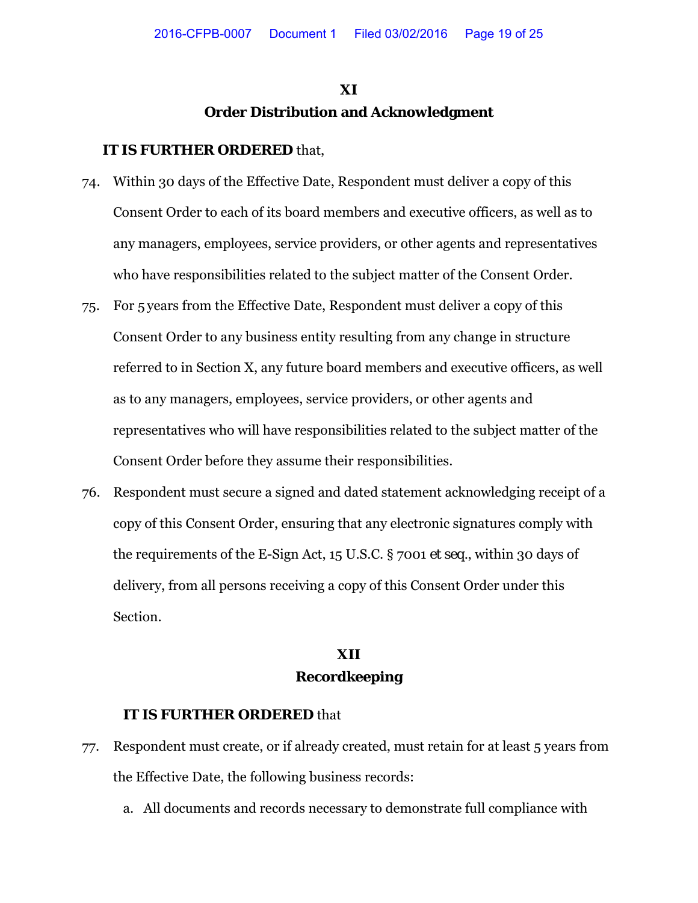## XI
## Order Distribution and Acknowledgment

**IT IS FURTHER ORDERED** that,

74. Within 30 days of the Effective Date, Respondent must deliver a copy of this Consent Order to each of its board members and executive officers, as well as to any managers, employees, service providers, or other agents and representatives who have responsibilities related to the subject matter of the Consent Order.

75. For 5 years from the Effective Date, Respondent must deliver a copy of this Consent Order to any business entity resulting from any change in structure referred to in Section X, any future board members and executive officers, as well as to any managers, employees, service providers, or other agents and representatives who will have responsibilities related to the subject matter of the Consent Order before they assume their responsibilities.

76. Respondent must secure a signed and dated statement acknowledging receipt of a copy of this Consent Order, ensuring that any electronic signatures comply with the requirements of the E-Sign Act, 15 U.S.C. § 7001 *et seq.*, within 30 days of delivery, from all persons receiving a copy of this Consent Order under this Section.

## XII
## Recordkeeping

**IT IS FURTHER ORDERED** that

77. Respondent must create, or if already created, must retain for at least 5 years from the Effective Date, the following business records:

    a. All documents and records necessary to demonstrate full compliance with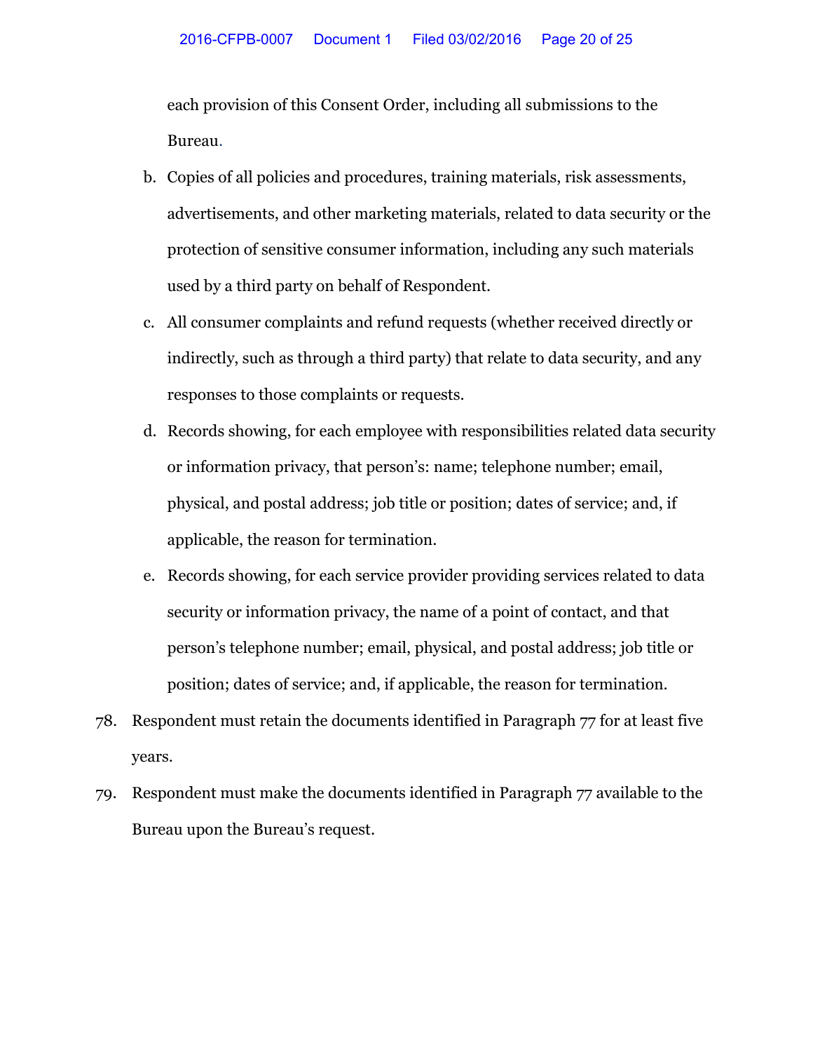each provision of this Consent Order, including all submissions to the Bureau.

b. Copies of all policies and procedures, training materials, risk assessments, advertisements, and other marketing materials, related to data security or the protection of sensitive consumer information, including any such materials used by a third party on behalf of Respondent.

c. All consumer complaints and refund requests (whether received directly or indirectly, such as through a third party) that relate to data security, and any responses to those complaints or requests.

d. Records showing, for each employee with responsibilities related data security or information privacy, that person's: name; telephone number; email, physical, and postal address; job title or position; dates of service; and, if applicable, the reason for termination.

e. Records showing, for each service provider providing services related to data security or information privacy, the name of a point of contact, and that person's telephone number; email, physical, and postal address; job title or position; dates of service; and, if applicable, the reason for termination.

78. Respondent must retain the documents identified in Paragraph 77 for at least five years.

79. Respondent must make the documents identified in Paragraph 77 available to the Bureau upon the Bureau's request.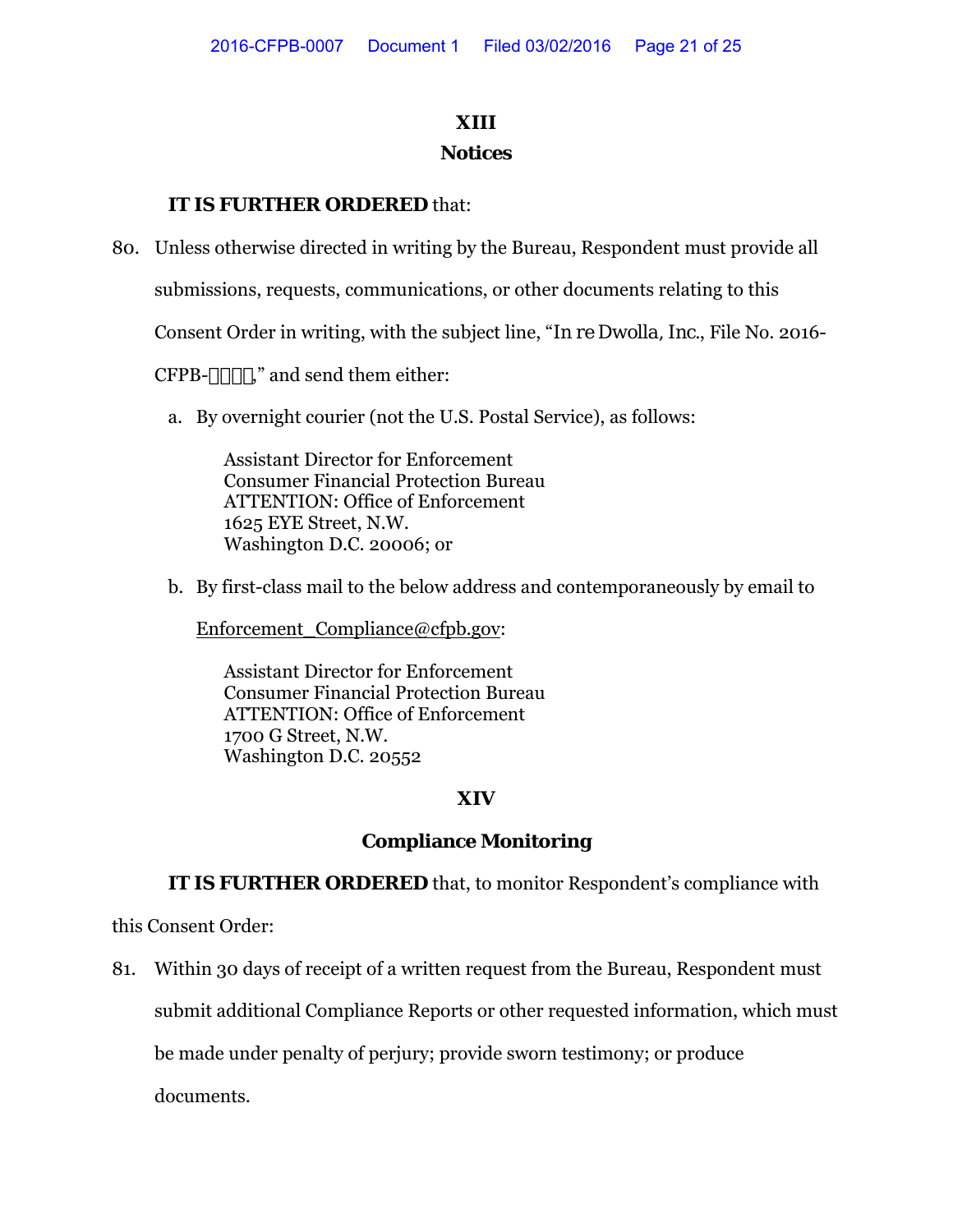## XIII
## Notices

**IT IS FURTHER ORDERED** that:

80. Unless otherwise directed in writing by the Bureau, Respondent must provide all submissions, requests, communications, or other documents relating to this Consent Order in writing, with the subject line, "In re Dwolla, Inc., File No. 2016-CFPB-□□□□," and send them either:

    a. By overnight courier (not the U.S. Postal Service), as follows:

        Assistant Director for Enforcement
        Consumer Financial Protection Bureau
        ATTENTION: Office of Enforcement
        1625 EYE Street, N.W.
        Washington D.C. 20006; or

    b. By first-class mail to the below address and contemporaneously by email to Enforcement_Compliance@cfpb.gov:

        Assistant Director for Enforcement
        Consumer Financial Protection Bureau
        ATTENTION: Office of Enforcement
        1700 G Street, N.W.
        Washington D.C. 20552

## XIV
## Compliance Monitoring

**IT IS FURTHER ORDERED** that, to monitor Respondent's compliance with this Consent Order:

81. Within 30 days of receipt of a written request from the Bureau, Respondent must submit additional Compliance Reports or other requested information, which must be made under penalty of perjury; provide sworn testimony; or produce documents.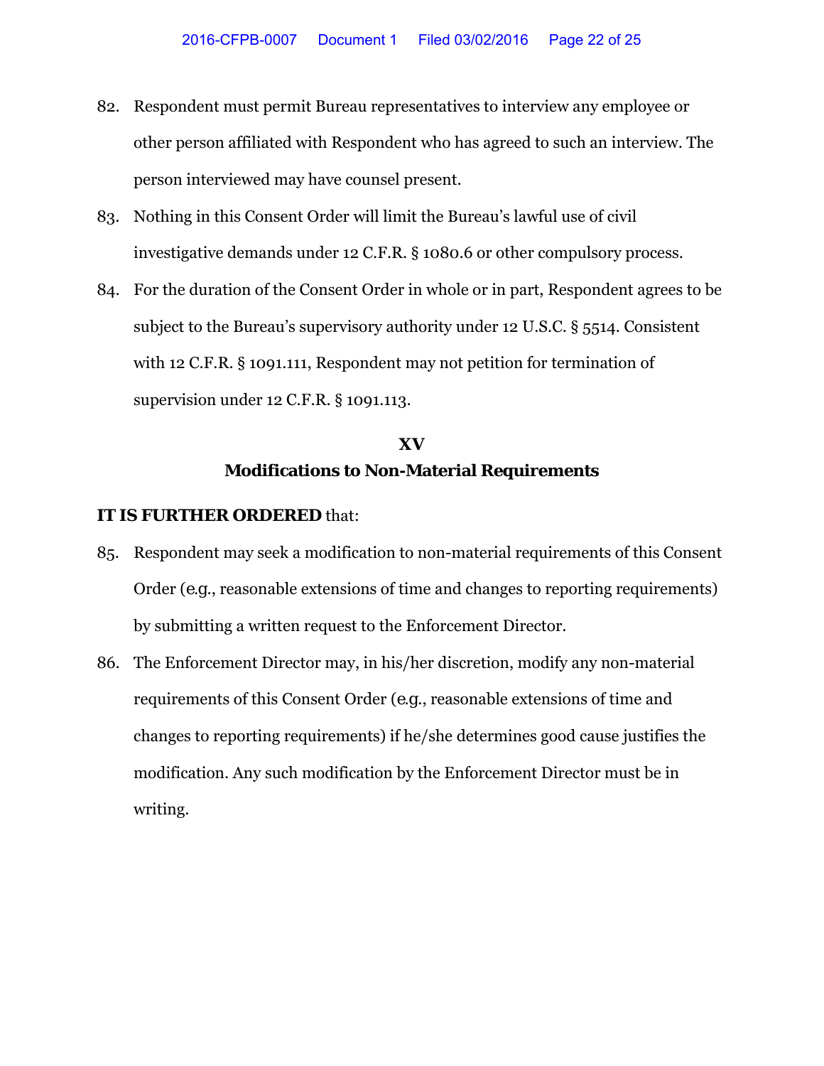82. Respondent must permit Bureau representatives to interview any employee or other person affiliated with Respondent who has agreed to such an interview. The person interviewed may have counsel present.

83. Nothing in this Consent Order will limit the Bureau's lawful use of civil investigative demands under 12 C.F.R. § 1080.6 or other compulsory process.

84. For the duration of the Consent Order in whole or in part, Respondent agrees to be subject to the Bureau's supervisory authority under 12 U.S.C. § 5514. Consistent with 12 C.F.R. § 1091.111, Respondent may not petition for termination of supervision under 12 C.F.R. § 1091.113.

## XV
## Modifications to Non-Material Requirements

**IT IS FURTHER ORDERED** that:

85. Respondent may seek a modification to non-material requirements of this Consent Order (e.g., reasonable extensions of time and changes to reporting requirements) by submitting a written request to the Enforcement Director.

86. The Enforcement Director may, in his/her discretion, modify any non-material requirements of this Consent Order (e.g., reasonable extensions of time and changes to reporting requirements) if he/she determines good cause justifies the modification. Any such modification by the Enforcement Director must be in writing.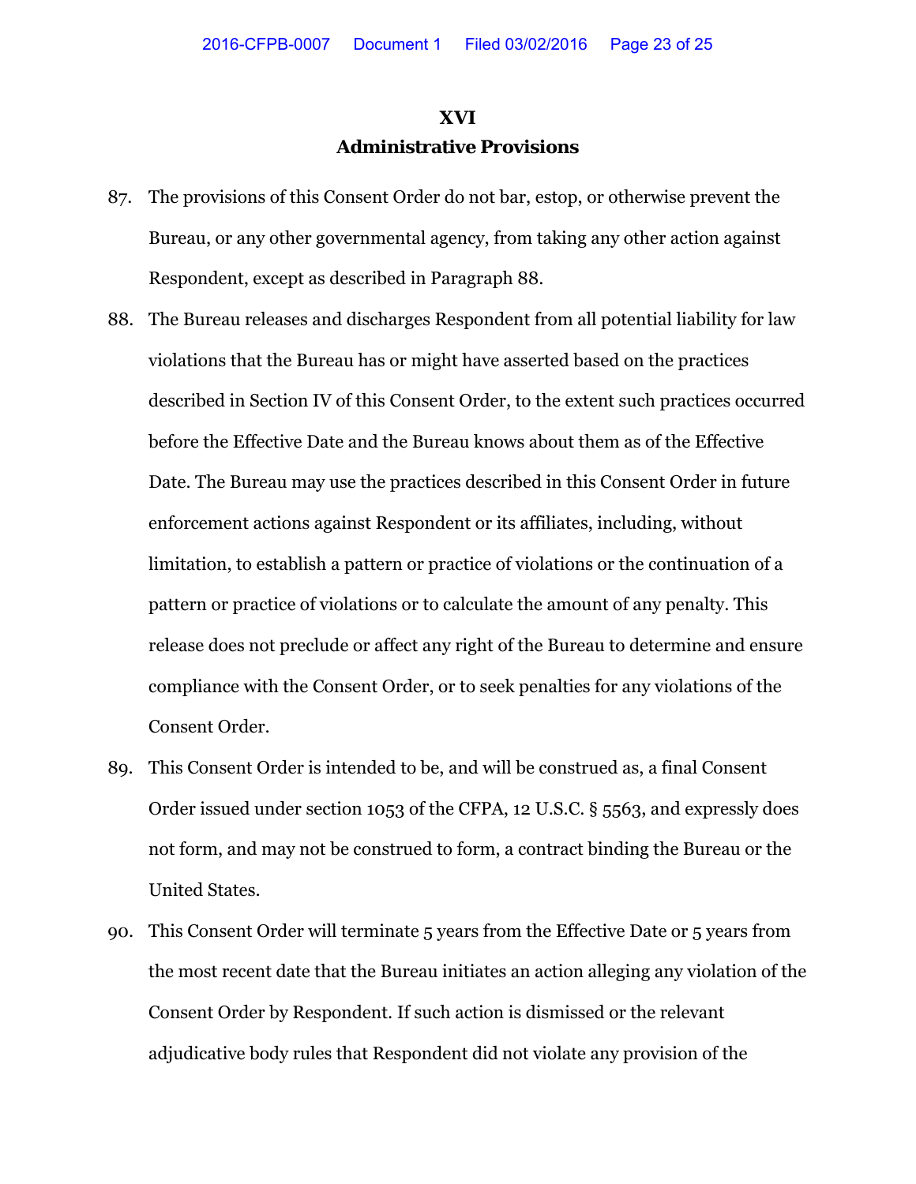## XVI
## Administrative Provisions

87. The provisions of this Consent Order do not bar, estop, or otherwise prevent the Bureau, or any other governmental agency, from taking any other action against Respondent, except as described in Paragraph 88.

88. The Bureau releases and discharges Respondent from all potential liability for law violations that the Bureau has or might have asserted based on the practices described in Section IV of this Consent Order, to the extent such practices occurred before the Effective Date and the Bureau knows about them as of the Effective Date. The Bureau may use the practices described in this Consent Order in future enforcement actions against Respondent or its affiliates, including, without limitation, to establish a pattern or practice of violations or the continuation of a pattern or practice of violations or to calculate the amount of any penalty. This release does not preclude or affect any right of the Bureau to determine and ensure compliance with the Consent Order, or to seek penalties for any violations of the Consent Order.

89. This Consent Order is intended to be, and will be construed as, a final Consent Order issued under section 1053 of the CFPA, 12 U.S.C. § 5563, and expressly does not form, and may not be construed to form, a contract binding the Bureau or the United States.

90. This Consent Order will terminate 5 years from the Effective Date or 5 years from the most recent date that the Bureau initiates an action alleging any violation of the Consent Order by Respondent. If such action is dismissed or the relevant adjudicative body rules that Respondent did not violate any provision of the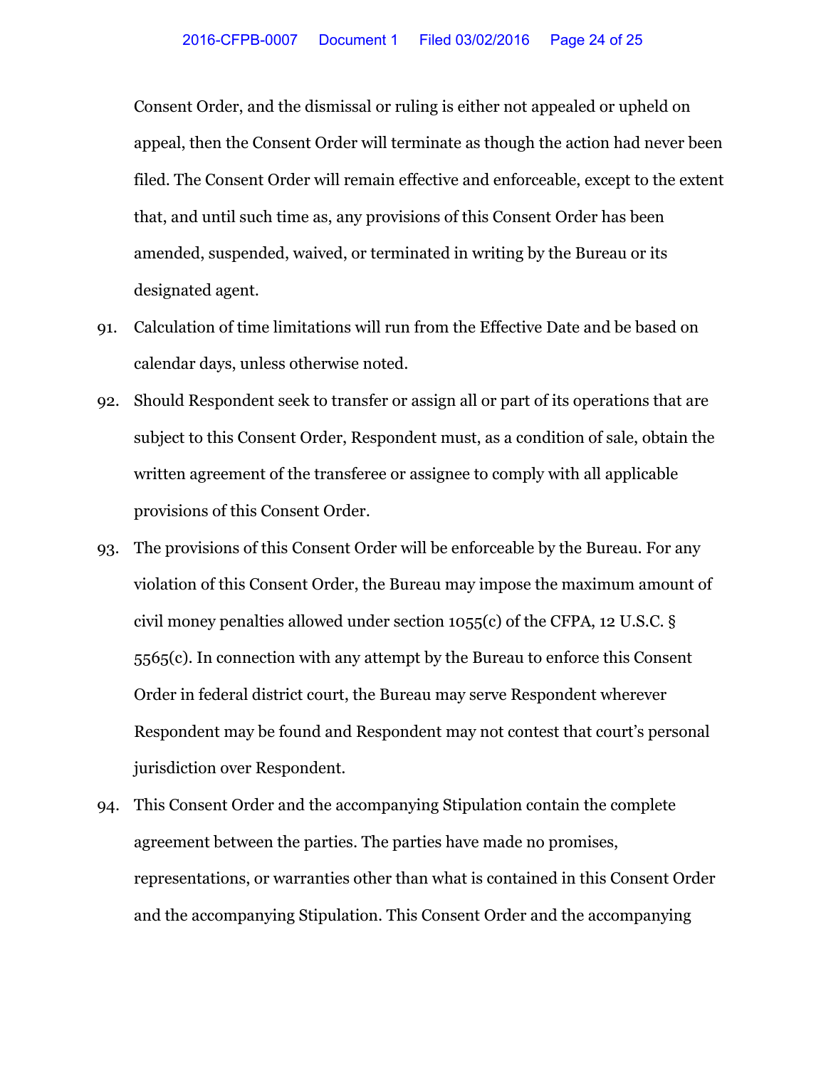Consent Order, and the dismissal or ruling is either not appealed or upheld on appeal, then the Consent Order will terminate as though the action had never been filed. The Consent Order will remain effective and enforceable, except to the extent that, and until such time as, any provisions of this Consent Order has been amended, suspended, waived, or terminated in writing by the Bureau or its designated agent.

91. Calculation of time limitations will run from the Effective Date and be based on calendar days, unless otherwise noted.

92. Should Respondent seek to transfer or assign all or part of its operations that are subject to this Consent Order, Respondent must, as a condition of sale, obtain the written agreement of the transferee or assignee to comply with all applicable provisions of this Consent Order.

93. The provisions of this Consent Order will be enforceable by the Bureau. For any violation of this Consent Order, the Bureau may impose the maximum amount of civil money penalties allowed under section 1055(c) of the CFPA, 12 U.S.C. § 5565(c). In connection with any attempt by the Bureau to enforce this Consent Order in federal district court, the Bureau may serve Respondent wherever Respondent may be found and Respondent may not contest that court's personal jurisdiction over Respondent.

94. This Consent Order and the accompanying Stipulation contain the complete agreement between the parties. The parties have made no promises, representations, or warranties other than what is contained in this Consent Order and the accompanying Stipulation. This Consent Order and the accompanying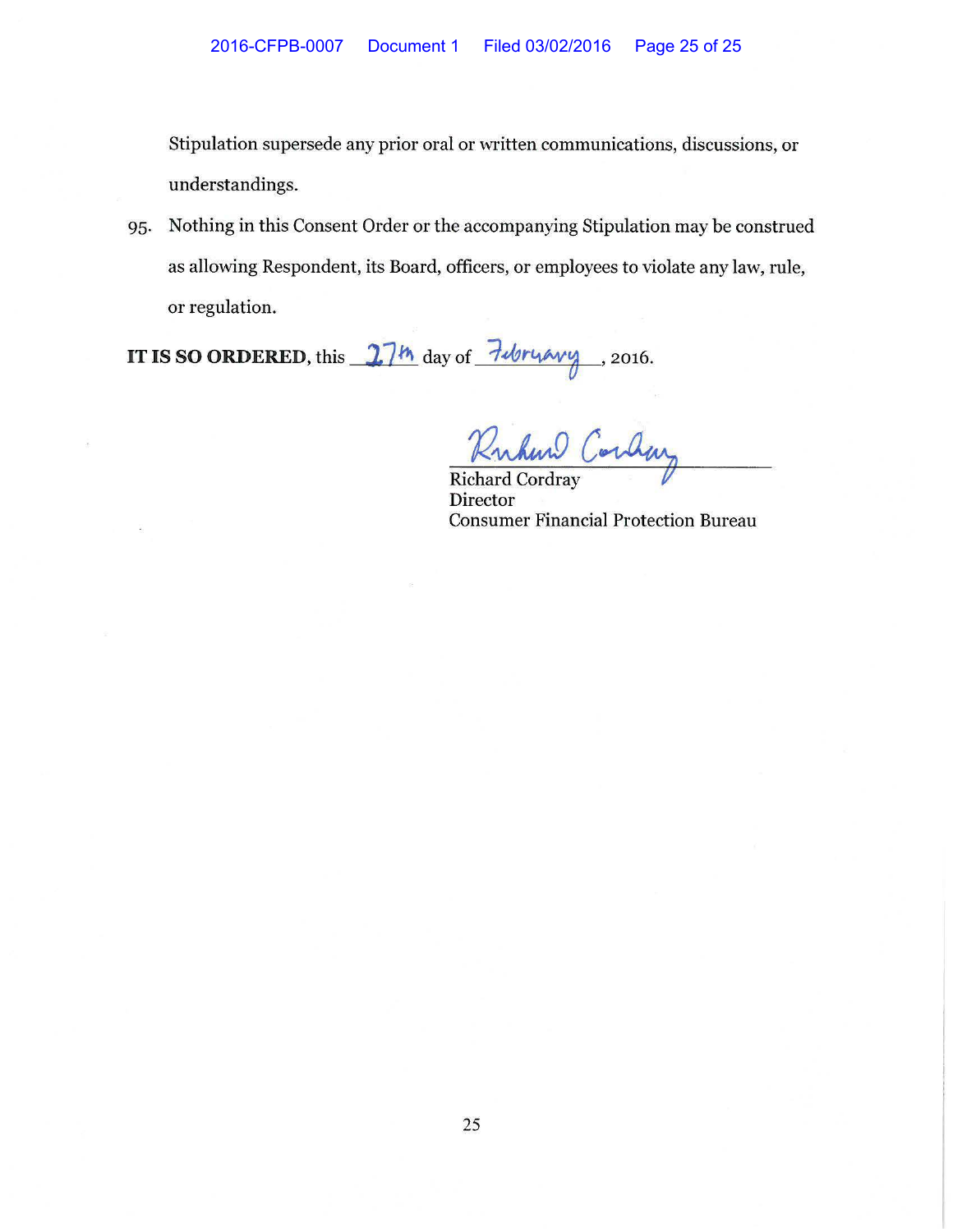Stipulation supersede any prior oral or written communications, discussions, or understandings.

95. Nothing in this Consent Order or the accompanying Stipulation may be construed as allowing Respondent, its Board, officers, or employees to violate any law, rule, or regulation.

**IT IS SO ORDERED**, this 27th day of February, 2016.

Richard Cordray
Director
Consumer Financial Protection Bureau